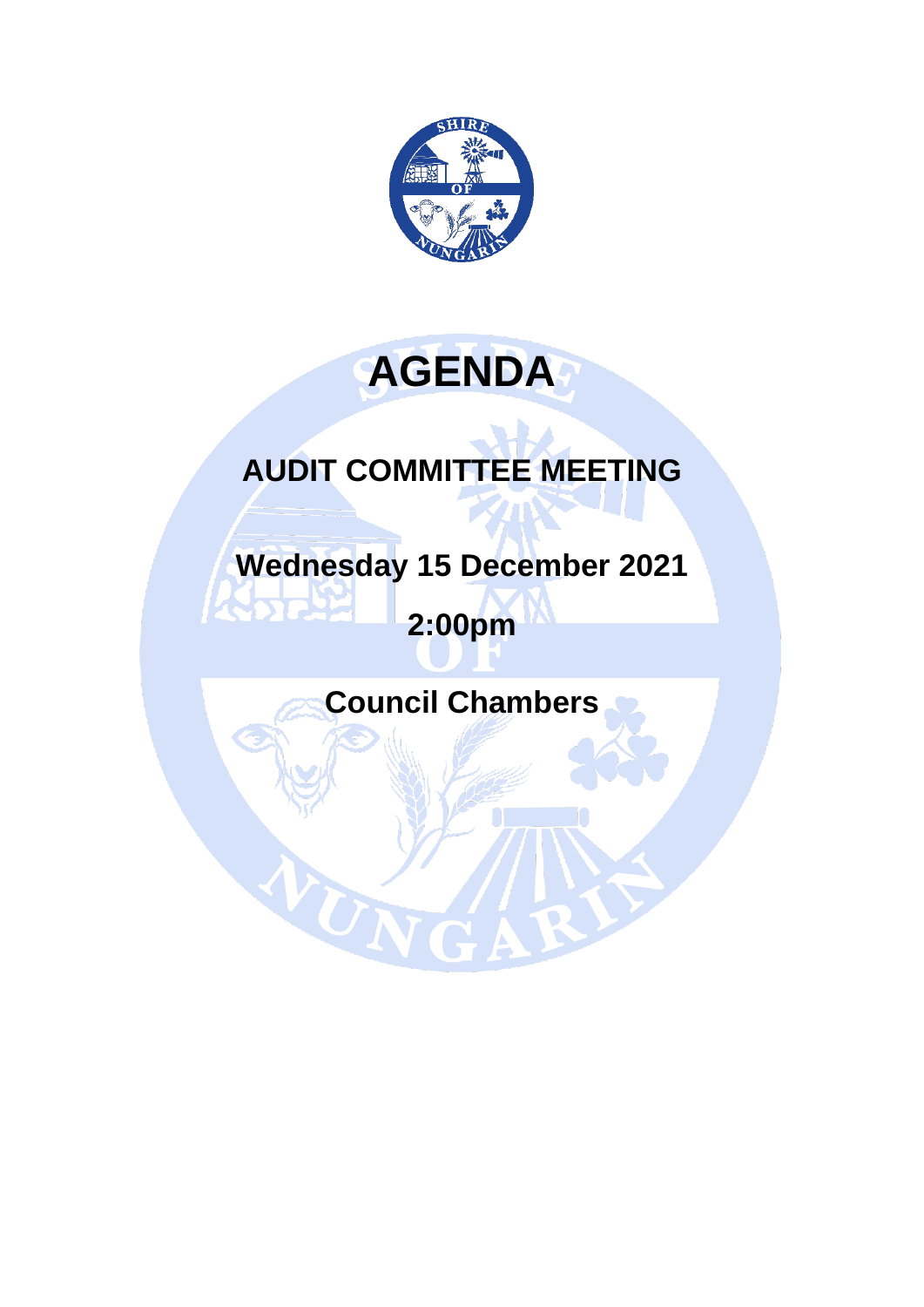# AGENDA

## AUDIT COMMITTEE MEETING

## Wednesday 15 December 2021

## 2:00pm

## Council Chambers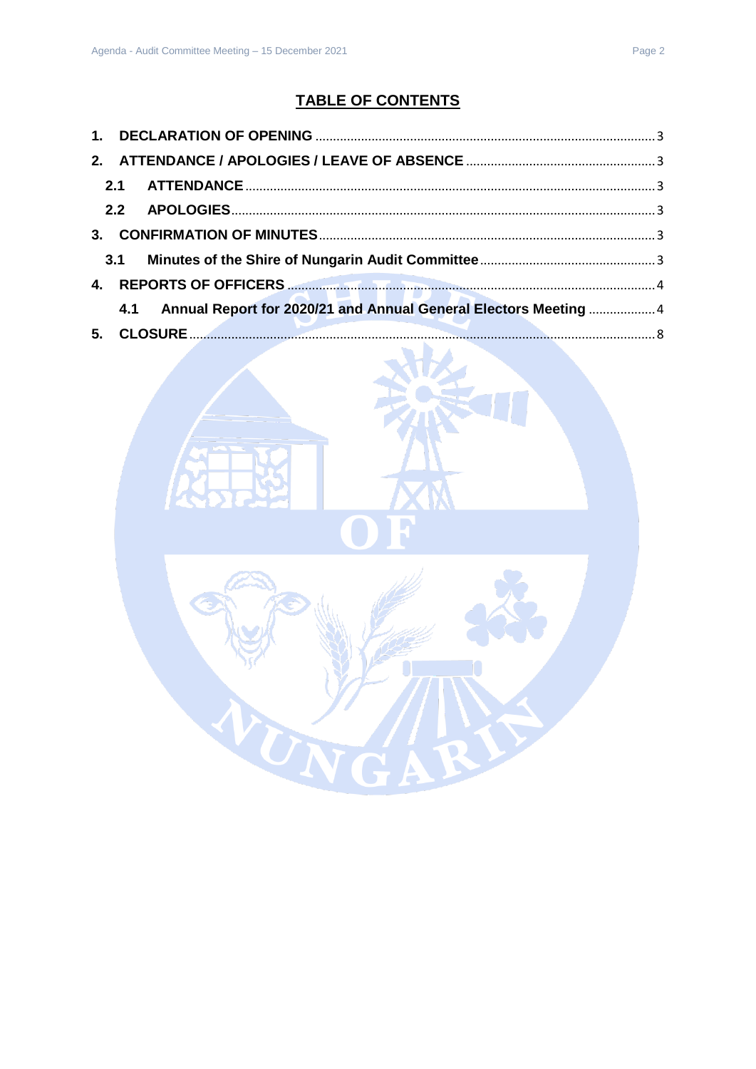## TABLE OF CONTENTS

1. **DECLARATION OF OPENING** ..... 3
2. **ATTENDANCE / APOLOGIES / LEAVE OF ABSENCE** ..... 3
   - **2.1 ATTENDANCE** ..... 3
   - **2.2 APOLOGIES** ..... 3
3. **CONFIRMATION OF MINUTES** ..... 3
   - **3.1 Minutes of the Shire of Nungarin Audit Committee** ..... 3
4. **REPORTS OF OFFICERS** ..... 4
   - **4.1 Annual Report for 2020/21 and Annual General Electors Meeting** ..... 4
5. **CLOSURE** ..... 8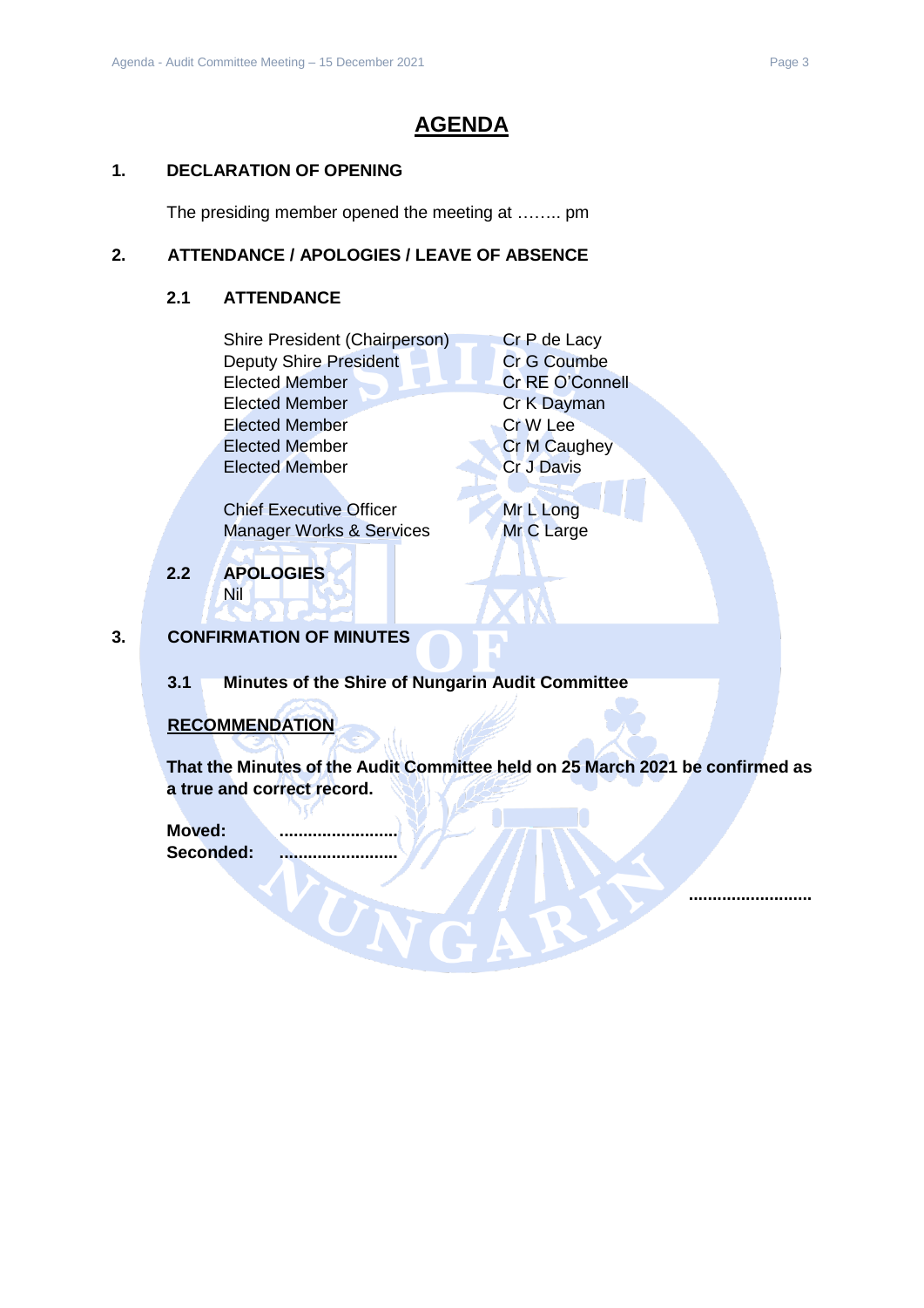# AGENDA

## 1. DECLARATION OF OPENING

The presiding member opened the meeting at …….. pm

## 2. ATTENDANCE / APOLOGIES / LEAVE OF ABSENCE

### 2.1 ATTENDANCE

| | |
|---|---|
| Shire President (Chairperson) | Cr P de Lacy |
| Deputy Shire President | Cr G Coumbe |
| Elected Member | Cr RE O'Connell |
| Elected Member | Cr K Dayman |
| Elected Member | Cr W Lee |
| Elected Member | Cr M Caughey |
| Elected Member | Cr J Davis |
| Chief Executive Officer | Mr L Long |
| Manager Works & Services | Mr C Large |

### 2.2 APOLOGIES

Nil

## 3. CONFIRMATION OF MINUTES

### 3.1 Minutes of the Shire of Nungarin Audit Committee

**RECOMMENDATION**

**That the Minutes of the Audit Committee held on 25 March 2021 be confirmed as a true and correct record.**

**Moved:** .........................
**Seconded:** .........................

..........................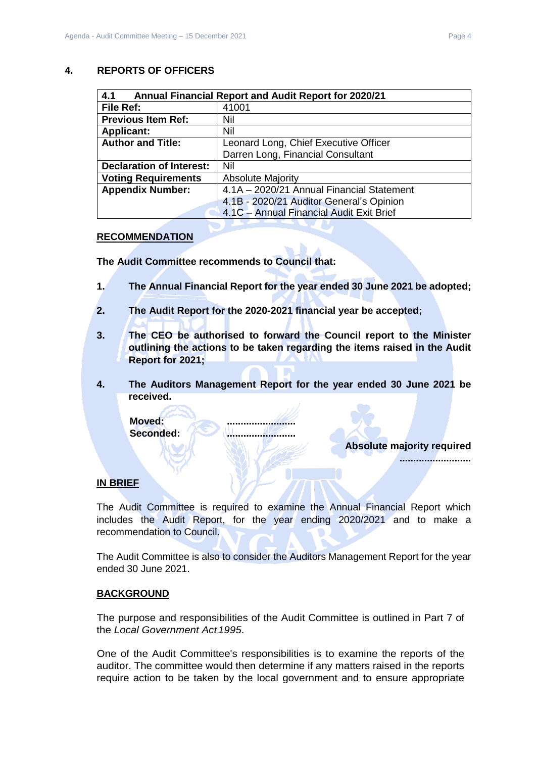## 4. REPORTS OF OFFICERS

| 4.1 Annual Financial Report and Audit Report for 2020/21 | |
|---|---|
| **File Ref:** | 41001 |
| **Previous Item Ref:** | Nil |
| **Applicant:** | Nil |
| **Author and Title:** | Leonard Long, Chief Executive Officer<br>Darren Long, Financial Consultant |
| **Declaration of Interest:** | Nil |
| **Voting Requirements** | Absolute Majority |
| **Appendix Number:** | 4.1A – 2020/21 Annual Financial Statement<br>4.1B - 2020/21 Auditor General's Opinion<br>4.1C – Annual Financial Audit Exit Brief |

### RECOMMENDATION

**The Audit Committee recommends to Council that:**

1. **The Annual Financial Report for the year ended 30 June 2021 be adopted;**
2. **The Audit Report for the 2020-2021 financial year be accepted;**
3. **The CEO be authorised to forward the Council report to the Minister outlining the actions to be taken regarding the items raised in the Audit Report for 2021;**
4. **The Auditors Management Report for the year ended 30 June 2021 be received.**

**Moved:** .........................
**Seconded:** .........................

**Absolute majority required**
.........................

### IN BRIEF

The Audit Committee is required to examine the Annual Financial Report which includes the Audit Report, for the year ending 2020/2021 and to make a recommendation to Council.

The Audit Committee is also to consider the Auditors Management Report for the year ended 30 June 2021.

### BACKGROUND

The purpose and responsibilities of the Audit Committee is outlined in Part 7 of the *Local Government Act 1995*.

One of the Audit Committee's responsibilities is to examine the reports of the auditor. The committee would then determine if any matters raised in the reports require action to be taken by the local government and to ensure appropriate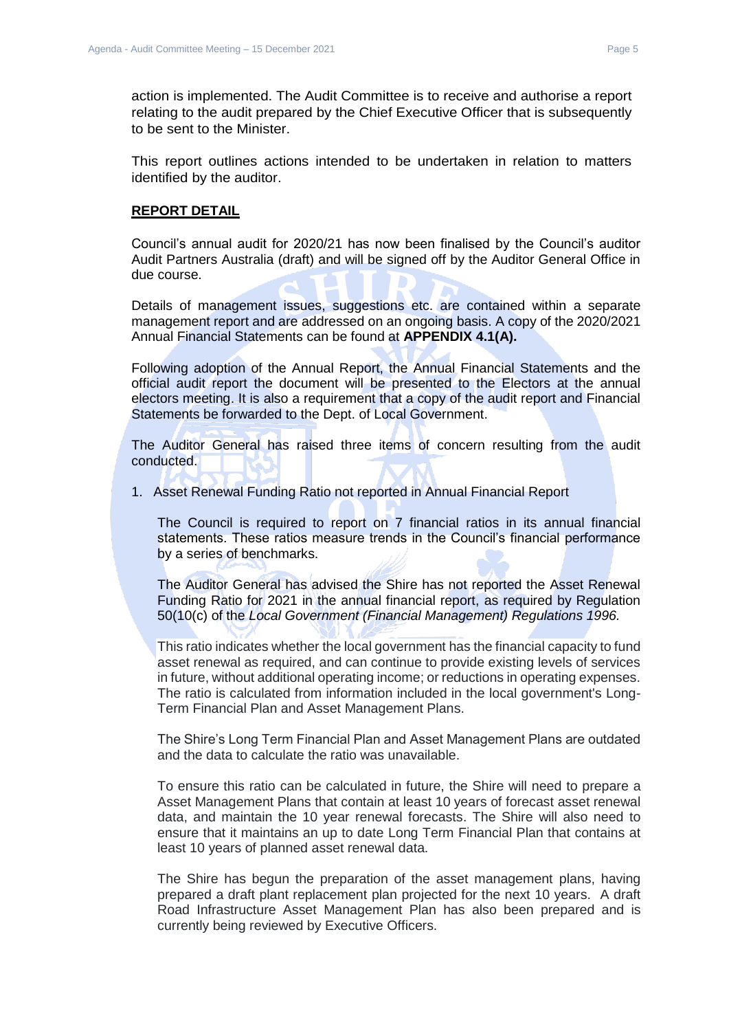action is implemented. The Audit Committee is to receive and authorise a report relating to the audit prepared by the Chief Executive Officer that is subsequently to be sent to the Minister.

This report outlines actions intended to be undertaken in relation to matters identified by the auditor.

**REPORT DETAIL**

Council's annual audit for 2020/21 has now been finalised by the Council's auditor Audit Partners Australia (draft) and will be signed off by the Auditor General Office in due course.

Details of management issues, suggestions etc. are contained within a separate management report and are addressed on an ongoing basis. A copy of the 2020/2021 Annual Financial Statements can be found at **APPENDIX 4.1(A).**

Following adoption of the Annual Report, the Annual Financial Statements and the official audit report the document will be presented to the Electors at the annual electors meeting. It is also a requirement that a copy of the audit report and Financial Statements be forwarded to the Dept. of Local Government.

The Auditor General has raised three items of concern resulting from the audit conducted.

1. Asset Renewal Funding Ratio not reported in Annual Financial Report

   The Council is required to report on 7 financial ratios in its annual financial statements. These ratios measure trends in the Council's financial performance by a series of benchmarks.

   The Auditor General has advised the Shire has not reported the Asset Renewal Funding Ratio for 2021 in the annual financial report, as required by Regulation 50(10(c) of the *Local Government (Financial Management) Regulations 1996.*

   This ratio indicates whether the local government has the financial capacity to fund asset renewal as required, and can continue to provide existing levels of services in future, without additional operating income; or reductions in operating expenses. The ratio is calculated from information included in the local government's Long-Term Financial Plan and Asset Management Plans.

   The Shire's Long Term Financial Plan and Asset Management Plans are outdated and the data to calculate the ratio was unavailable.

   To ensure this ratio can be calculated in future, the Shire will need to prepare a Asset Management Plans that contain at least 10 years of forecast asset renewal data, and maintain the 10 year renewal forecasts. The Shire will also need to ensure that it maintains an up to date Long Term Financial Plan that contains at least 10 years of planned asset renewal data.

   The Shire has begun the preparation of the asset management plans, having prepared a draft plant replacement plan projected for the next 10 years. A draft Road Infrastructure Asset Management Plan has also been prepared and is currently being reviewed by Executive Officers.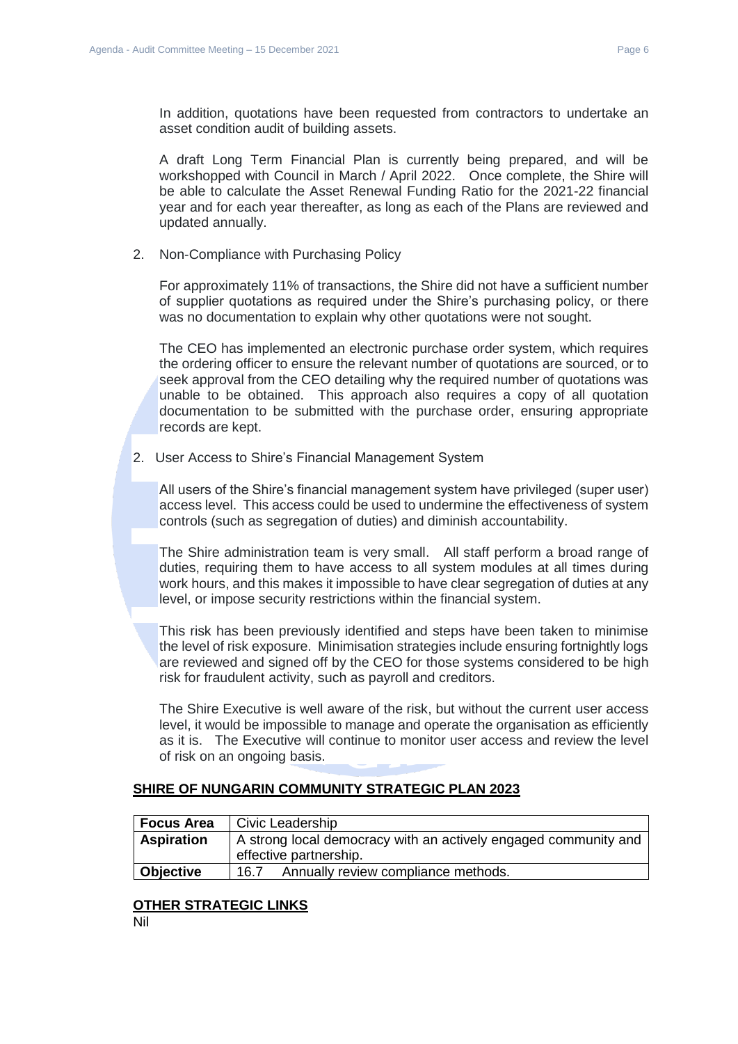In addition, quotations have been requested from contractors to undertake an asset condition audit of building assets.

A draft Long Term Financial Plan is currently being prepared, and will be workshopped with Council in March / April 2022. Once complete, the Shire will be able to calculate the Asset Renewal Funding Ratio for the 2021-22 financial year and for each year thereafter, as long as each of the Plans are reviewed and updated annually.

2. Non-Compliance with Purchasing Policy

   For approximately 11% of transactions, the Shire did not have a sufficient number of supplier quotations as required under the Shire's purchasing policy, or there was no documentation to explain why other quotations were not sought.

   The CEO has implemented an electronic purchase order system, which requires the ordering officer to ensure the relevant number of quotations are sourced, or to seek approval from the CEO detailing why the required number of quotations was unable to be obtained. This approach also requires a copy of all quotation documentation to be submitted with the purchase order, ensuring appropriate records are kept.

2. User Access to Shire's Financial Management System

   All users of the Shire's financial management system have privileged (super user) access level. This access could be used to undermine the effectiveness of system controls (such as segregation of duties) and diminish accountability.

   The Shire administration team is very small. All staff perform a broad range of duties, requiring them to have access to all system modules at all times during work hours, and this makes it impossible to have clear segregation of duties at any level, or impose security restrictions within the financial system.

   This risk has been previously identified and steps have been taken to minimise the level of risk exposure. Minimisation strategies include ensuring fortnightly logs are reviewed and signed off by the CEO for those systems considered to be high risk for fraudulent activity, such as payroll and creditors.

   The Shire Executive is well aware of the risk, but without the current user access level, it would be impossible to manage and operate the organisation as efficiently as it is. The Executive will continue to monitor user access and review the level of risk on an ongoing basis.

## SHIRE OF NUNGARIN COMMUNITY STRATEGIC PLAN 2023

| **Focus Area** | Civic Leadership |
|---|---|
| **Aspiration** | A strong local democracy with an actively engaged community and effective partnership. |
| **Objective** | 16.7 Annually review compliance methods. |

## OTHER STRATEGIC LINKS

Nil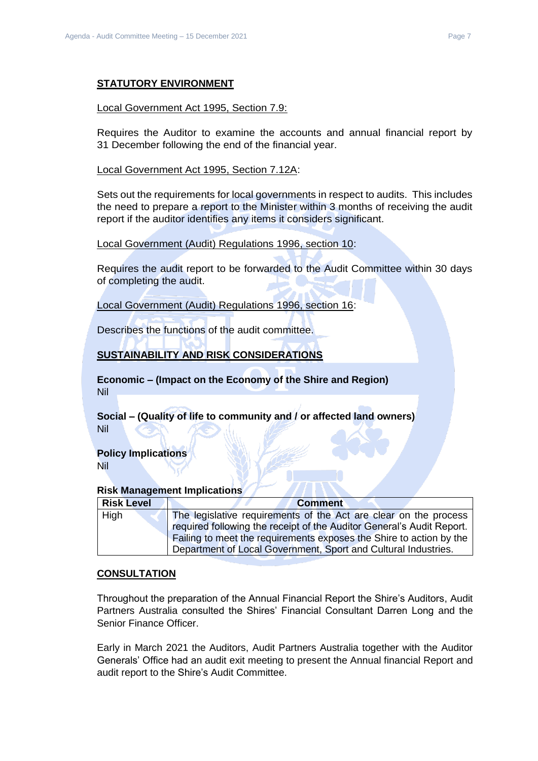## STATUTORY ENVIRONMENT

Local Government Act 1995, Section 7.9:

Requires the Auditor to examine the accounts and annual financial report by 31 December following the end of the financial year.

Local Government Act 1995, Section 7.12A:

Sets out the requirements for local governments in respect to audits. This includes the need to prepare a report to the Minister within 3 months of receiving the audit report if the auditor identifies any items it considers significant.

Local Government (Audit) Regulations 1996, section 10:

Requires the audit report to be forwarded to the Audit Committee within 30 days of completing the audit.

Local Government (Audit) Regulations 1996, section 16:

Describes the functions of the audit committee.

## SUSTAINABILITY AND RISK CONSIDERATIONS

**Economic – (Impact on the Economy of the Shire and Region)**
Nil

**Social – (Quality of life to community and / or affected land owners)**
Nil

**Policy Implications**
Nil

**Risk Management Implications**

| Risk Level | Comment |
|---|---|
| High | The legislative requirements of the Act are clear on the process required following the receipt of the Auditor General's Audit Report. Failing to meet the requirements exposes the Shire to action by the Department of Local Government, Sport and Cultural Industries. |

## CONSULTATION

Throughout the preparation of the Annual Financial Report the Shire's Auditors, Audit Partners Australia consulted the Shires' Financial Consultant Darren Long and the Senior Finance Officer.

Early in March 2021 the Auditors, Audit Partners Australia together with the Auditor Generals' Office had an audit exit meeting to present the Annual financial Report and audit report to the Shire's Audit Committee.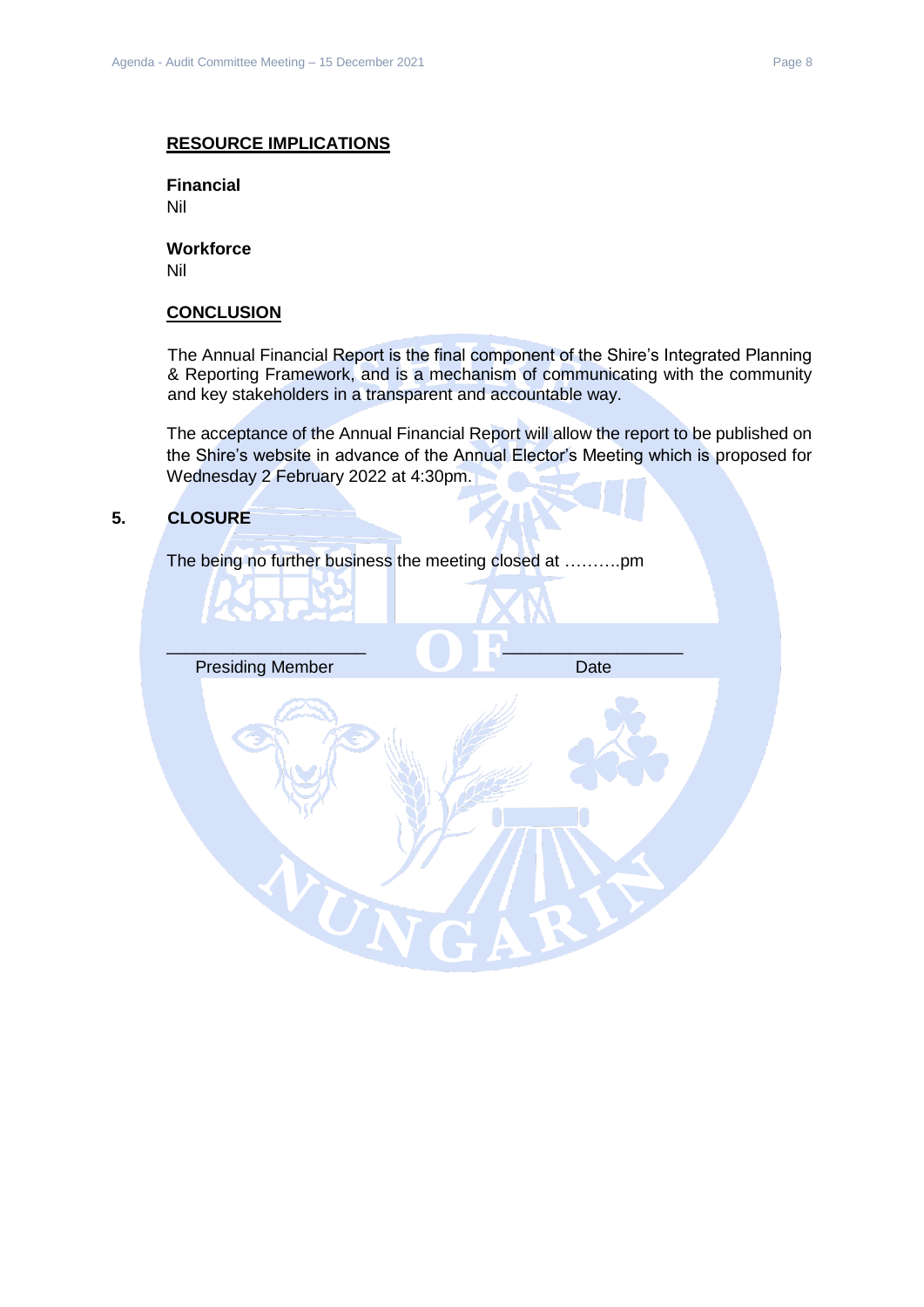**RESOURCE IMPLICATIONS**

**Financial**
Nil

**Workforce**
Nil

**CONCLUSION**

The Annual Financial Report is the final component of the Shire's Integrated Planning & Reporting Framework, and is a mechanism of communicating with the community and key stakeholders in a transparent and accountable way.

The acceptance of the Annual Financial Report will allow the report to be published on the Shire's website in advance of the Annual Elector's Meeting which is proposed for Wednesday 2 February 2022 at 4:30pm.

## 5. CLOSURE

The being no further business the meeting closed at ……….pm

| | |
|---|---|
| ____________________ | __________________ |
| Presiding Member | Date |